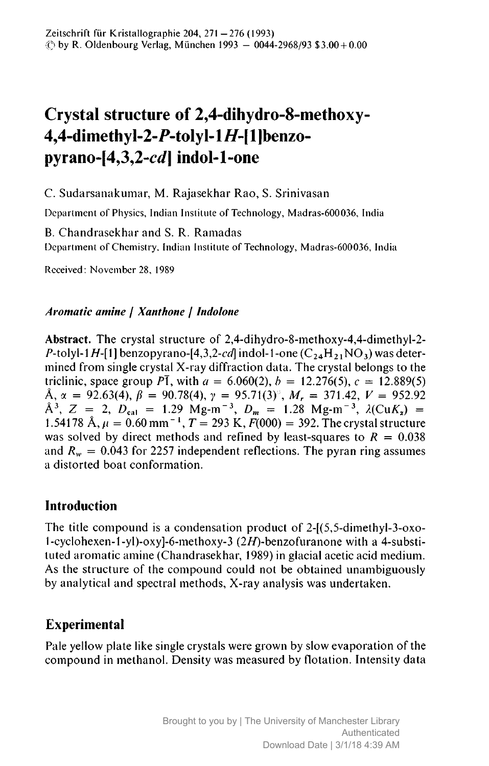# Crystal structure of 2,4-dihydro-8-methoxy-4,4-dimethyl-2-*P*-tolyl-1*H*-[1]benzo-pyrano-[4,3,2-*cd*] indol-1-one

C. Sudarsanakumar, M. Rajasekhar Rao, S. Srinivasan

Department of Physics, Indian Institute of Technology, Madras-600036, India

B. Chandrasekhar and S. R. Ramadas

Department of Chemistry, Indian Institute of Technology, Madras-600036, India

Received: November 28, 1989

***Aromatic amine / Xanthone / Indolone***

**Abstract.** The crystal structure of 2,4-dihydro-8-methoxy-4,4-dimethyl-2-*P*-tolyl-1*H*-[1] benzopyrano-[4,3,2-*cd*] indol-1-one ($C_{24}H_{21}NO_3$) was determined from single crystal X-ray diffraction data. The crystal belongs to the triclinic, space group $P\bar{1}$, with $a = 6.060(2)$, $b = 12.276(5)$, $c = 12.889(5)$ Å, $\alpha = 92.63(4)$, $\beta = 90.78(4)$, $\gamma = 95.71(3)°$, $M_r = 371.42$, $V = 952.92$ Å$^3$, $Z = 2$, $D_{cal} = 1.29$ Mg-m$^{-3}$, $D_m = 1.28$ Mg-m$^{-3}$, $\lambda(\text{Cu}K_\alpha) = 1.54178$ Å, $\mu = 0.60$ mm$^{-1}$, $T = 293$ K, $F(000) = 392$. The crystal structure was solved by direct methods and refined by least-squares to $R = 0.038$ and $R_w = 0.043$ for 2257 independent reflections. The pyran ring assumes a distorted boat conformation.

## Introduction

The title compound is a condensation product of 2-[(5,5-dimethyl-3-oxo-1-cyclohexen-1-yl)-oxy]-6-methoxy-3 (2*H*)-benzofuranone with a 4-substituted aromatic amine (Chandrasekhar, 1989) in glacial acetic acid medium. As the structure of the compound could not be obtained unambiguously by analytical and spectral methods, X-ray analysis was undertaken.

## Experimental

Pale yellow plate like single crystals were grown by slow evaporation of the compound in methanol. Density was measured by flotation. Intensity data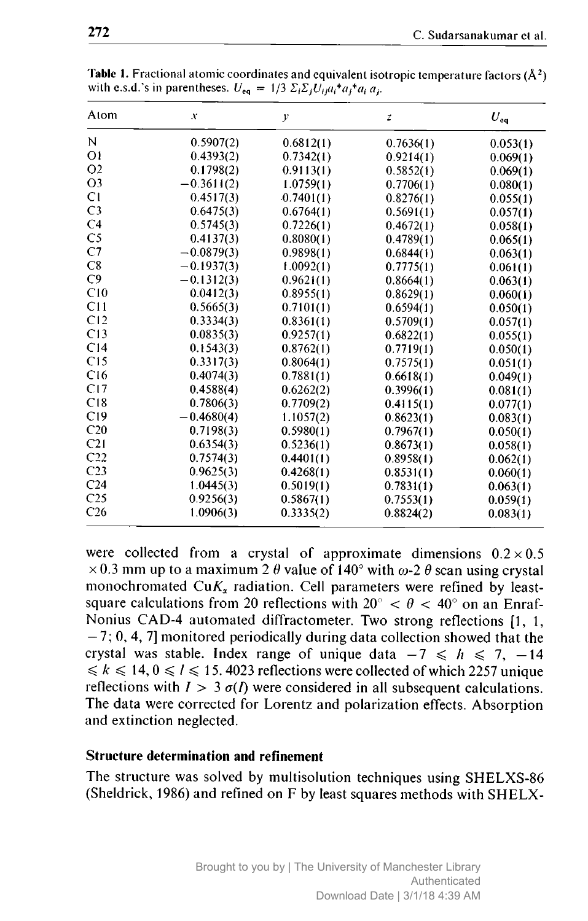**Table 1.** Fractional atomic coordinates and equivalent isotropic temperature factors (Å$^2$) with e.s.d.'s in parentheses. $U_{eq} = 1/3\ \Sigma_i\Sigma_j U_{ij} a_i^* a_j^* a_i\ a_j$.

| Atom | $x$ | $y$ | $z$ | $U_{eq}$ |
|---|---|---|---|---|
| N | 0.5907(2) | 0.6812(1) | 0.7636(1) | 0.053(1) |
| O1 | 0.4393(2) | 0.7342(1) | 0.9214(1) | 0.069(1) |
| O2 | 0.1798(2) | 0.9113(1) | 0.5852(1) | 0.069(1) |
| O3 | −0.3611(2) | 1.0759(1) | 0.7706(1) | 0.080(1) |
| C1 | 0.4517(3) | 0.7401(1) | 0.8276(1) | 0.055(1) |
| C3 | 0.6475(3) | 0.6764(1) | 0.5691(1) | 0.057(1) |
| C4 | 0.5745(3) | 0.7226(1) | 0.4672(1) | 0.058(1) |
| C5 | 0.4137(3) | 0.8080(1) | 0.4789(1) | 0.065(1) |
| C7 | −0.0879(3) | 0.9898(1) | 0.6844(1) | 0.063(1) |
| C8 | −0.1937(3) | 1.0092(1) | 0.7775(1) | 0.061(1) |
| C9 | −0.1312(3) | 0.9621(1) | 0.8664(1) | 0.063(1) |
| C10 | 0.0412(3) | 0.8955(1) | 0.8629(1) | 0.060(1) |
| C11 | 0.5665(3) | 0.7101(1) | 0.6594(1) | 0.050(1) |
| C12 | 0.3334(3) | 0.8361(1) | 0.5709(1) | 0.057(1) |
| C13 | 0.0835(3) | 0.9257(1) | 0.6822(1) | 0.055(1) |
| C14 | 0.1543(3) | 0.8762(1) | 0.7719(1) | 0.050(1) |
| C15 | 0.3317(3) | 0.8064(1) | 0.7575(1) | 0.051(1) |
| C16 | 0.4074(3) | 0.7881(1) | 0.6618(1) | 0.049(1) |
| C17 | 0.4588(4) | 0.6262(2) | 0.3996(1) | 0.081(1) |
| C18 | 0.7806(3) | 0.7709(2) | 0.4115(1) | 0.077(1) |
| C19 | −0.4680(4) | 1.1057(2) | 0.8623(1) | 0.083(1) |
| C20 | 0.7198(3) | 0.5980(1) | 0.7967(1) | 0.050(1) |
| C21 | 0.6354(3) | 0.5236(1) | 0.8673(1) | 0.058(1) |
| C22 | 0.7574(3) | 0.4401(1) | 0.8958(1) | 0.062(1) |
| C23 | 0.9625(3) | 0.4268(1) | 0.8531(1) | 0.060(1) |
| C24 | 1.0445(3) | 0.5019(1) | 0.7831(1) | 0.063(1) |
| C25 | 0.9256(3) | 0.5867(1) | 0.7553(1) | 0.059(1) |
| C26 | 1.0906(3) | 0.3335(2) | 0.8824(2) | 0.083(1) |

were collected from a crystal of approximate dimensions $0.2 \times 0.5 \times 0.3$ mm up to a maximum 2 $\theta$ value of 140° with $\omega$-2 $\theta$ scan using crystal monochromated Cu$K_\alpha$ radiation. Cell parameters were refined by least-square calculations from 20 reflections with $20° < \theta < 40°$ on an Enraf-Nonius CAD-4 automated diffractometer. Two strong reflections [1, 1, −7; 0, 4, 7] monitored periodically during data collection showed that the crystal was stable. Index range of unique data $-7 \leqslant h \leqslant 7$, $-14 \leqslant k \leqslant 14$, $0 \leqslant l \leqslant 15$. 4023 reflections were collected of which 2257 unique reflections with $I > 3\ \sigma(I)$ were considered in all subsequent calculations. The data were corrected for Lorentz and polarization effects. Absorption and extinction neglected.

### Structure determination and refinement

The structure was solved by multisolution techniques using SHELXS-86 (Sheldrick, 1986) and refined on F by least squares methods with SHELX-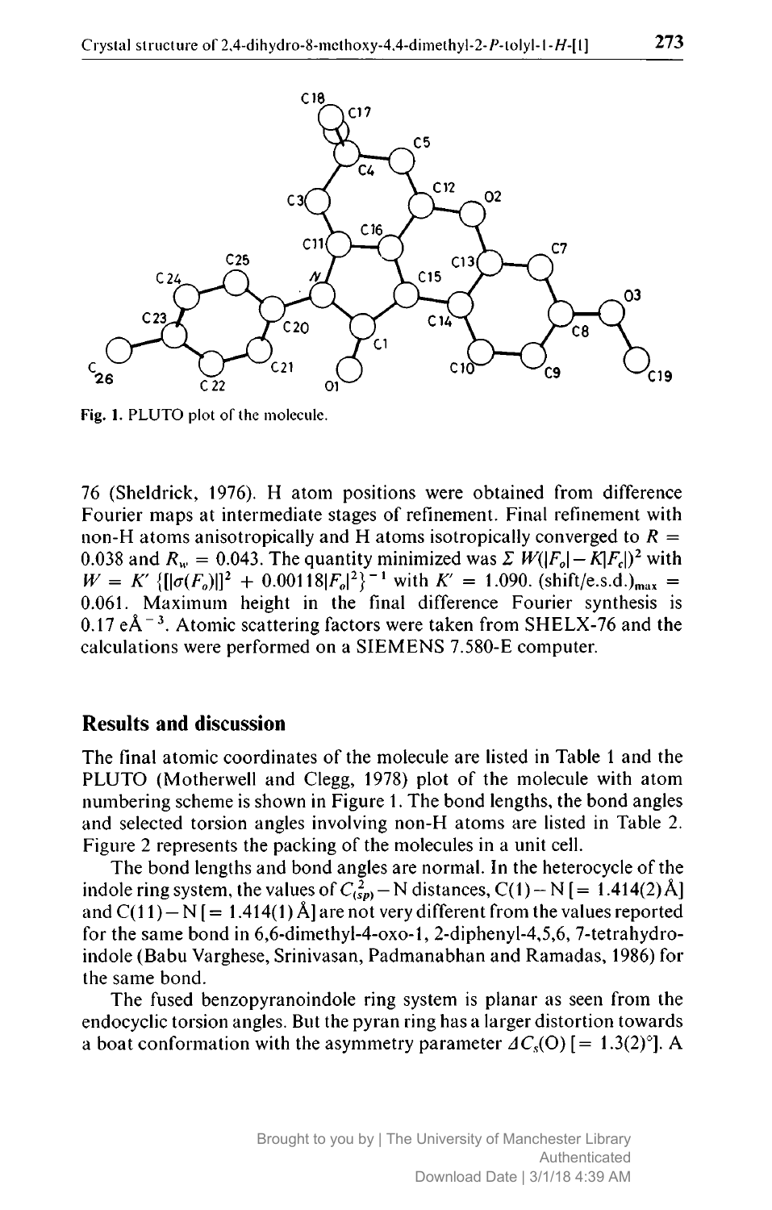Fig. 1. PLUTO plot of the molecule.

76 (Sheldrick, 1976). H atom positions were obtained from difference Fourier maps at intermediate stages of refinement. Final refinement with non-H atoms anisotropically and H atoms isotropically converged to $R = 0.038$ and $R_w = 0.043$. The quantity minimized was $\Sigma\, W(|F_o| - K|F_c|)^2$ with $W = K'\{[|\sigma(F_o)|]^2 + 0.00118|F_o|^2\}^{-1}$ with $K' = 1.090$. $(\text{shift/e.s.d.})_{max} = 0.061$. Maximum height in the final difference Fourier synthesis is $0.17\ e\text{Å}^{-3}$. Atomic scattering factors were taken from SHELX-76 and the calculations were performed on a SIEMENS 7.580-E computer.

## Results and discussion

The final atomic coordinates of the molecule are listed in Table 1 and the PLUTO (Motherwell and Clegg, 1978) plot of the molecule with atom numbering scheme is shown in Figure 1. The bond lengths, the bond angles and selected torsion angles involving non-H atoms are listed in Table 2. Figure 2 represents the packing of the molecules in a unit cell.

The bond lengths and bond angles are normal. In the heterocycle of the indole ring system, the values of $C^2_{(sp)} - N$ distances, C(1) − N [= 1.414(2) Å] and C(11) − N [= 1.414(1) Å] are not very different from the values reported for the same bond in 6,6-dimethyl-4-oxo-1, 2-diphenyl-4,5,6, 7-tetrahydro-indole (Babu Varghese, Srinivasan, Padmanabhan and Ramadas, 1986) for the same bond.

The fused benzopyranoindole ring system is planar as seen from the endocyclic torsion angles. But the pyran ring has a larger distortion towards a boat conformation with the asymmetry parameter $\Delta C_s(\text{O})$ [= 1.3(2)°]. A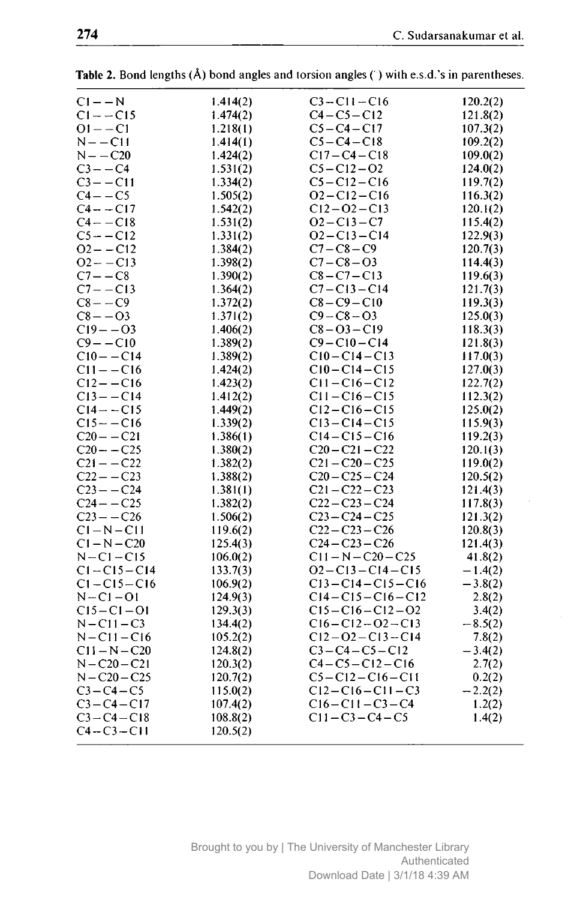**Table 2.** Bond lengths (Å) bond angles and torsion angles (°) with e.s.d.'s in parentheses.

| | | | |
|---|---|---|---|
| C1 – – N | 1.414(2) | C3 – C11 – C16 | 120.2(2) |
| C1 – – C15 | 1.474(2) | C4 – C5 – C12 | 121.8(2) |
| O1 – – C1 | 1.218(1) | C5 – C4 – C17 | 107.3(2) |
| N – – C11 | 1.414(1) | C5 – C4 – C18 | 109.2(2) |
| N – – C20 | 1.424(2) | C17 – C4 – C18 | 109.0(2) |
| C3 – – C4 | 1.531(2) | C5 – C12 – O2 | 124.0(2) |
| C3 – – C11 | 1.334(2) | C5 – C12 – C16 | 119.7(2) |
| C4 – – C5 | 1.505(2) | O2 – C12 – C16 | 116.3(2) |
| C4 – – C17 | 1.542(2) | C12 – O2 – C13 | 120.1(2) |
| C4 – – C18 | 1.531(2) | O2 – C13 – C7 | 115.4(2) |
| C5 – – C12 | 1.331(2) | O2 – C13 – C14 | 122.9(3) |
| O2 – – C12 | 1.384(2) | C7 – C8 – C9 | 120.7(3) |
| O2 – – C13 | 1.398(2) | C7 – C8 – O3 | 114.4(3) |
| C7 – – C8 | 1.390(2) | C8 – C7 – C13 | 119.6(3) |
| C7 – – C13 | 1.364(2) | C7 – C13 – C14 | 121.7(3) |
| C8 – – C9 | 1.372(2) | C8 – C9 – C10 | 119.3(3) |
| C8 – – O3 | 1.371(2) | C9 – C8 – O3 | 125.0(3) |
| C19 – – O3 | 1.406(2) | C8 – O3 – C19 | 118.3(3) |
| C9 – – C10 | 1.389(2) | C9 – C10 – C14 | 121.8(3) |
| C10 – – C14 | 1.389(2) | C10 – C14 – C13 | 117.0(3) |
| C11 – – C16 | 1.424(2) | C10 – C14 – C15 | 127.0(3) |
| C12 – – C16 | 1.423(2) | C11 – C16 – C12 | 122.7(2) |
| C13 – – C14 | 1.412(2) | C11 – C16 – C15 | 112.3(2) |
| C14 – – C15 | 1.449(2) | C12 – C16 – C15 | 125.0(2) |
| C15 – – C16 | 1.339(2) | C13 – C14 – C15 | 115.9(3) |
| C20 – – C21 | 1.386(1) | C14 – C15 – C16 | 119.2(3) |
| C20 – – C25 | 1.380(2) | C20 – C21 – C22 | 120.1(3) |
| C21 – – C22 | 1.382(2) | C21 – C20 – C25 | 119.0(2) |
| C22 – – C23 | 1.388(2) | C20 – C25 – C24 | 120.5(2) |
| C23 – – C24 | 1.381(1) | C21 – C22 – C23 | 121.4(3) |
| C24 – – C25 | 1.382(2) | C22 – C23 – C24 | 117.8(3) |
| C23 – – C26 | 1.506(2) | C23 – C24 – C25 | 121.3(2) |
| C1 – N – C11 | 119.6(2) | C22 – C23 – C26 | 120.8(3) |
| C1 – N – C20 | 125.4(3) | C24 – C23 – C26 | 121.4(3) |
| N – C1 – C15 | 106.0(2) | C11 – N – C20 – C25 | 41.8(2) |
| C1 – C15 – C14 | 133.7(3) | O2 – C13 – C14 – C15 | −1.4(2) |
| C1 – C15 – C16 | 106.9(2) | C13 – C14 – C15 – C16 | −3.8(2) |
| N – C1 – O1 | 124.9(3) | C14 – C15 – C16 – C12 | 2.8(2) |
| C15 – C1 – O1 | 129.3(3) | C15 – C16 – C12 – O2 | 3.4(2) |
| N – C11 – C3 | 134.4(2) | C16 – C12 – O2 – C13 | −8.5(2) |
| N – C11 – C16 | 105.2(2) | C12 – O2 – C13 – C14 | 7.8(2) |
| C11 – N – C20 | 124.8(2) | C3 – C4 – C5 – C12 | −3.4(2) |
| N – C20 – C21 | 120.3(2) | C4 – C5 – C12 – C16 | 2.7(2) |
| N – C20 – C25 | 120.7(2) | C5 – C12 – C16 – C11 | 0.2(2) |
| C3 – C4 – C5 | 115.0(2) | C12 – C16 – C11 – C3 | −2.2(2) |
| C3 – C4 – C17 | 107.4(2) | C16 – C11 – C3 – C4 | 1.2(2) |
| C3 – C4 – C18 | 108.8(2) | C11 – C3 – C4 – C5 | 1.4(2) |
| C4 – C3 – C11 | 120.5(2) | | |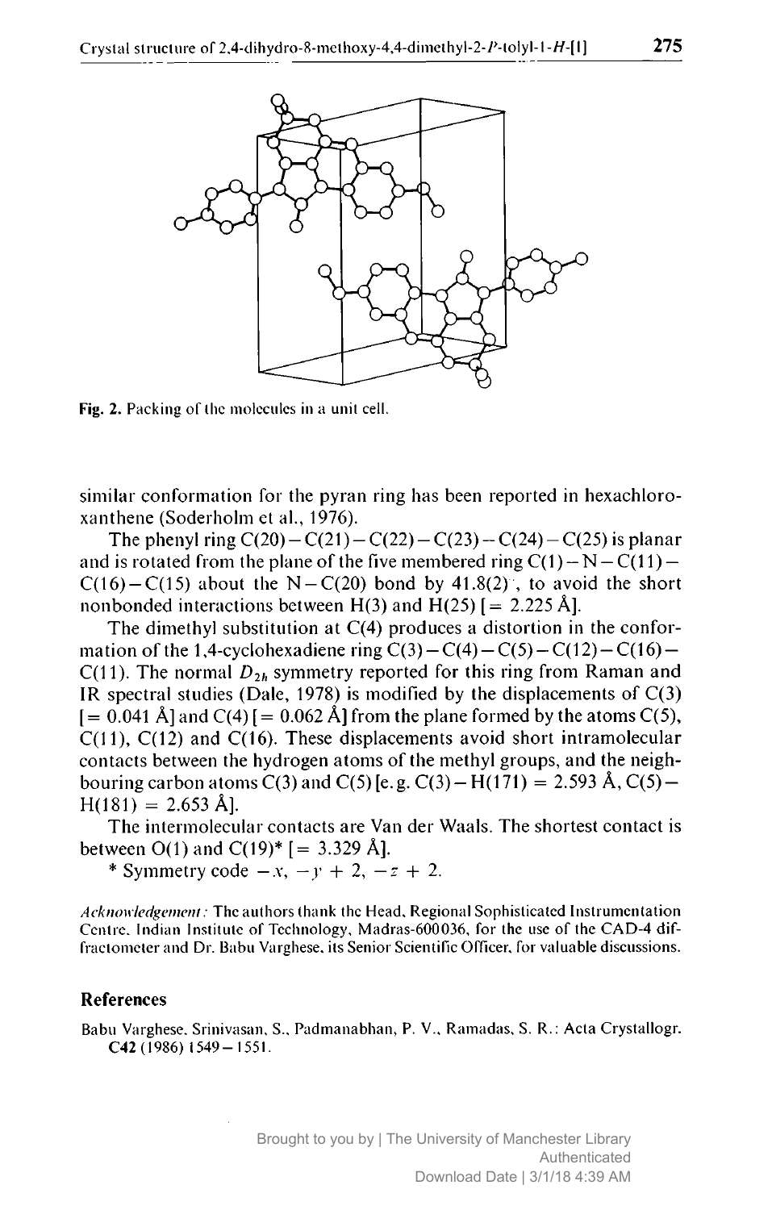Fig. 2. Packing of the molecules in a unit cell.

similar conformation for the pyran ring has been reported in hexachloroxanthene (Soderholm et al., 1976).

The phenyl ring C(20)−C(21)−C(22)−C(23)−C(24)−C(25) is planar and is rotated from the plane of the five membered ring C(1)−N−C(11)−C(16)−C(15) about the N−C(20) bond by 41.8(2)°, to avoid the short nonbonded interactions between H(3) and H(25) [= 2.225 Å].

The dimethyl substitution at C(4) produces a distortion in the conformation of the 1,4-cyclohexadiene ring C(3)−C(4)−C(5)−C(12)−C(16)−C(11). The normal $D_{2h}$ symmetry reported for this ring from Raman and IR spectral studies (Dale, 1978) is modified by the displacements of C(3) [= 0.041 Å] and C(4) [= 0.062 Å] from the plane formed by the atoms C(5), C(11), C(12) and C(16). These displacements avoid short intramolecular contacts between the hydrogen atoms of the methyl groups, and the neighbouring carbon atoms C(3) and C(5) [e.g. C(3)−H(171) = 2.593 Å, C(5)−H(181) = 2.653 Å].

The intermolecular contacts are Van der Waals. The shortest contact is between O(1) and C(19)* [= 3.329 Å].

\* Symmetry code $-x$, $-y + 2$, $-z + 2$.

*Acknowledgement:* The authors thank the Head, Regional Sophisticated Instrumentation Centre, Indian Institute of Technology, Madras-600036, for the use of the CAD-4 diffractometer and Dr. Babu Varghese, its Senior Scientific Officer, for valuable discussions.

## References

Babu Varghese, Srinivasan, S., Padmanabhan, P. V., Ramadas, S. R.: Acta Crystallogr. **C42** (1986) 1549−1551.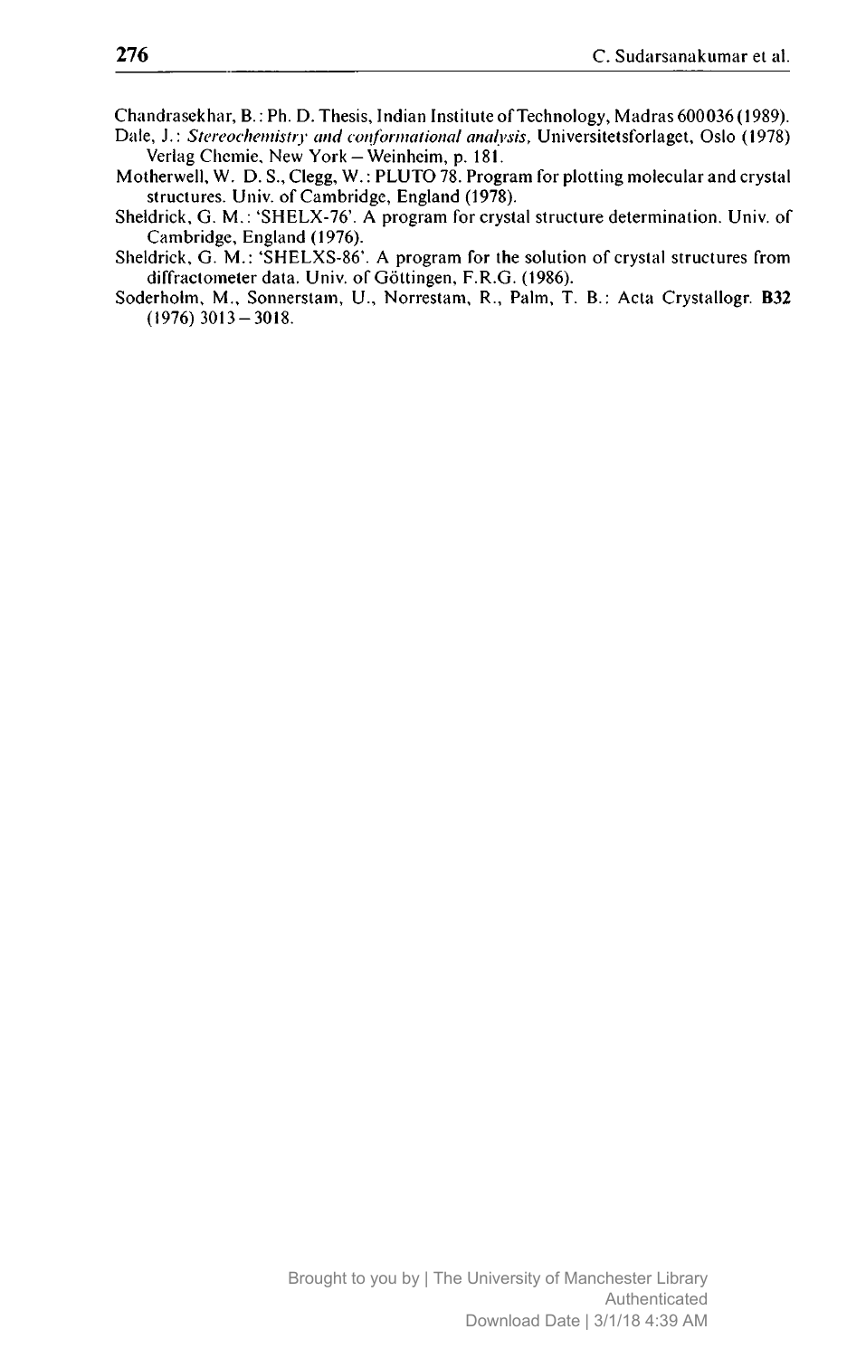Chandrasekhar, B.: Ph. D. Thesis, Indian Institute of Technology, Madras 600036 (1989).

Dale, J.: *Stereochemistry and conformational analysis*, Universitetsforlaget, Oslo (1978) Verlag Chemie, New York – Weinheim, p. 181.

Motherwell, W. D. S., Clegg, W.: PLUTO 78. Program for plotting molecular and crystal structures. Univ. of Cambridge, England (1978).

Sheldrick, G. M.: 'SHELX-76'. A program for crystal structure determination. Univ. of Cambridge, England (1976).

Sheldrick, G. M.: 'SHELXS-86'. A program for the solution of crystal structures from diffractometer data. Univ. of Göttingen, F.R.G. (1986).

Soderholm, M., Sonnerstam, U., Norrestam, R., Palm, T. B.: Acta Crystallogr. **B32** (1976) 3013 – 3018.